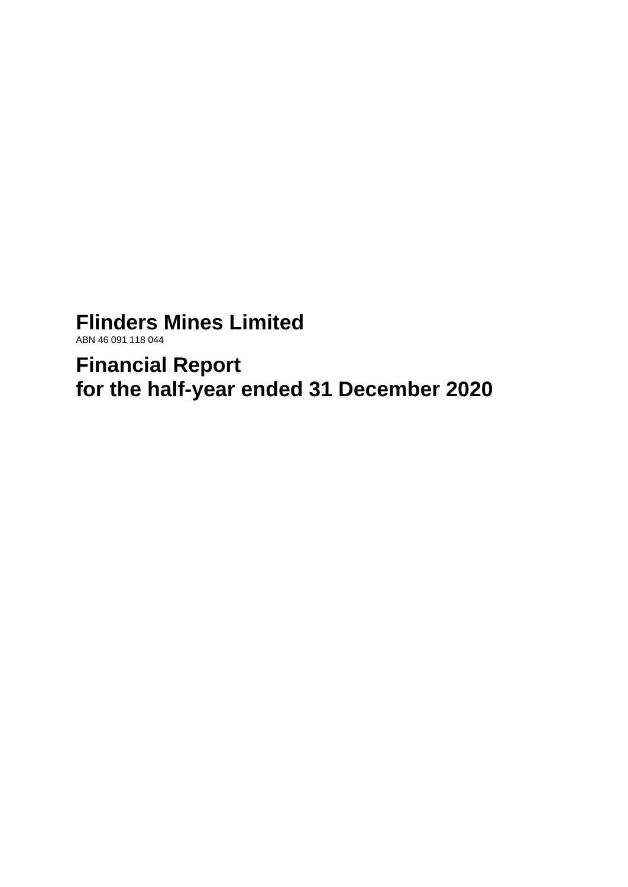# Flinders Mines Limited

ABN 46 091 118 044

# Financial Report
# for the half-year ended 31 December 2020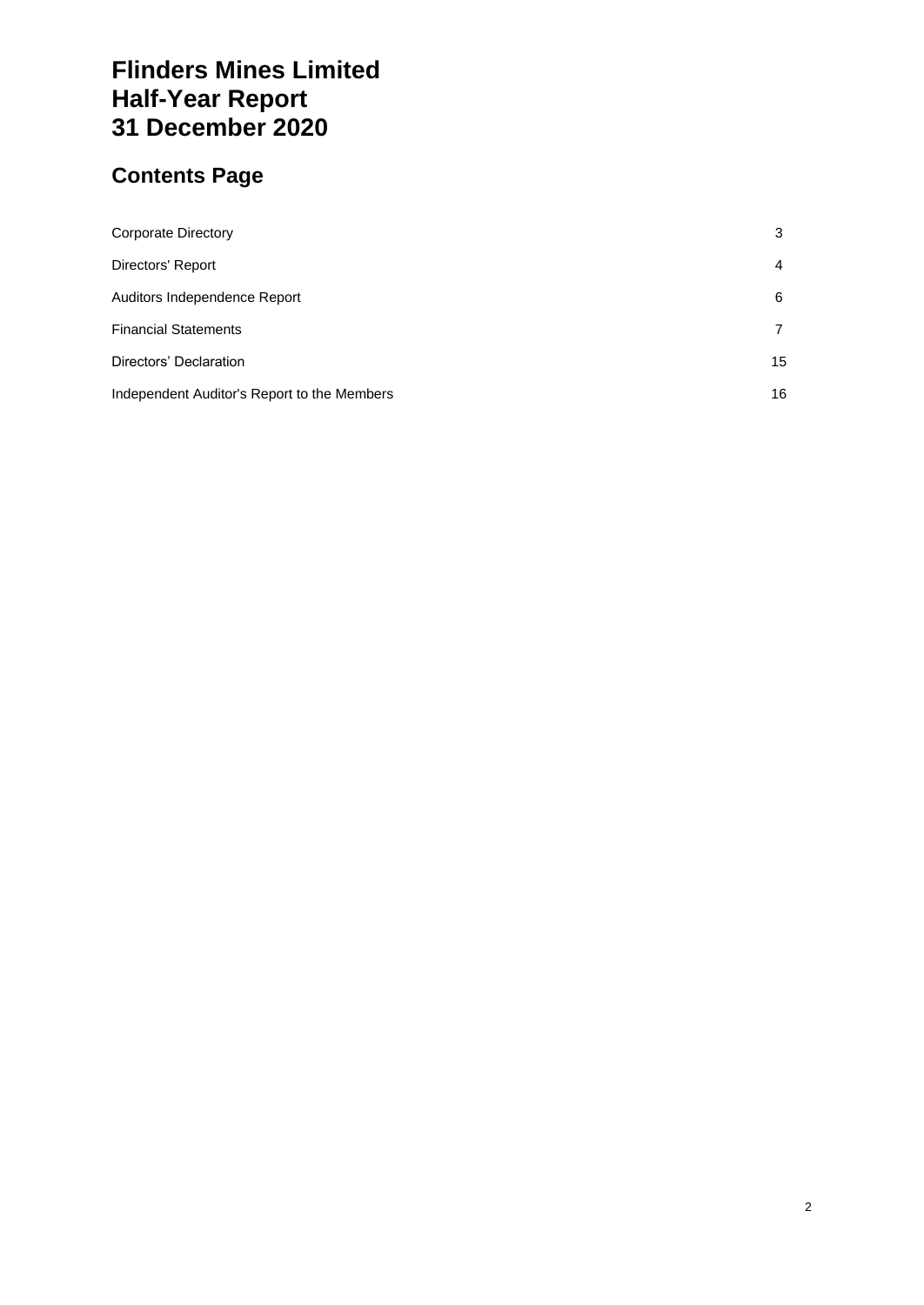# Flinders Mines Limited
# Half-Year Report
# 31 December 2020

## Contents Page

| | |
|---|---|
| Corporate Directory | 3 |
| Directors' Report | 4 |
| Auditors Independence Report | 6 |
| Financial Statements | 7 |
| Directors' Declaration | 15 |
| Independent Auditor's Report to the Members | 16 |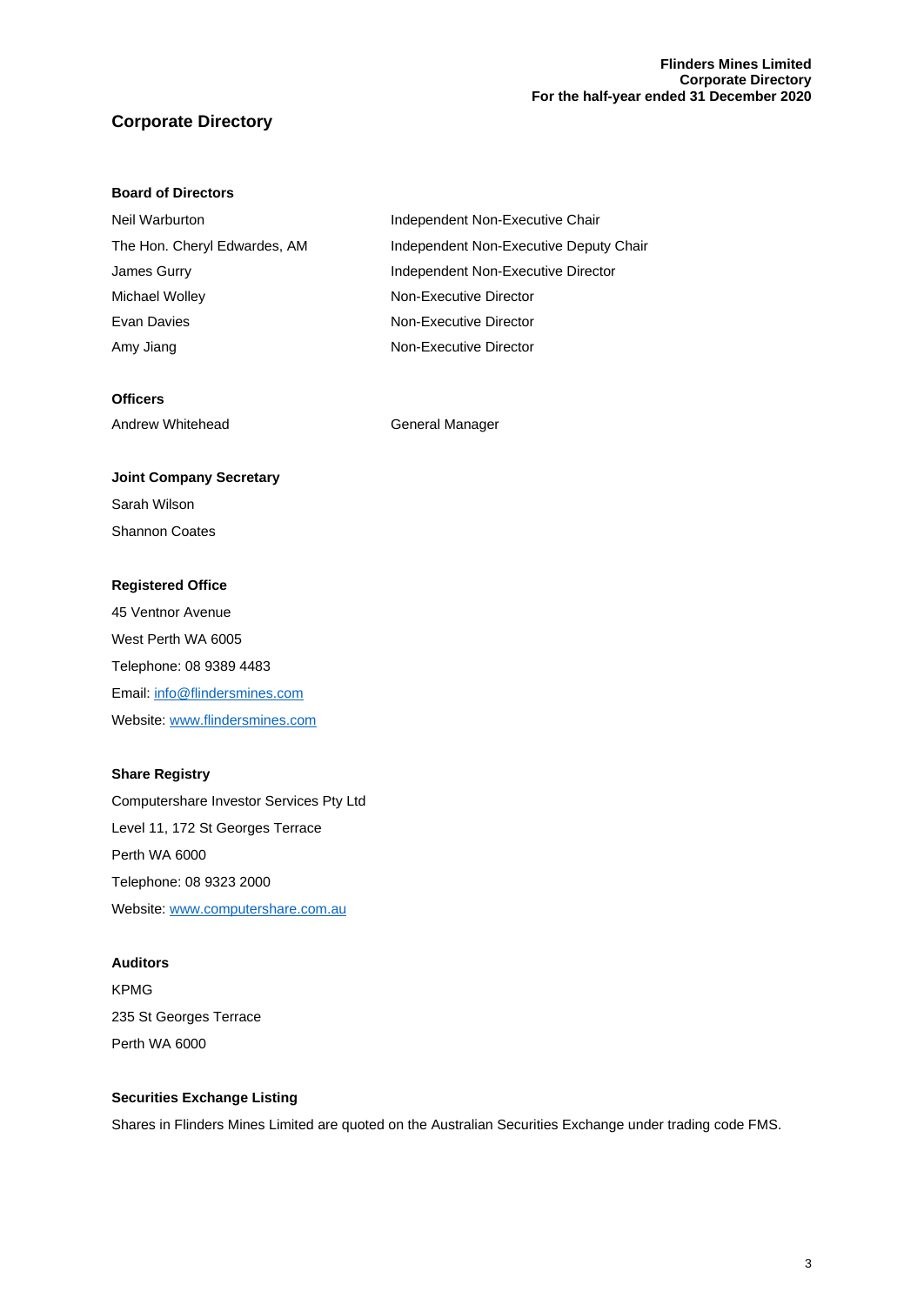# Corporate Directory

## Board of Directors

| | |
|---|---|
| Neil Warburton | Independent Non-Executive Chair |
| The Hon. Cheryl Edwardes, AM | Independent Non-Executive Deputy Chair |
| James Gurry | Independent Non-Executive Director |
| Michael Wolley | Non-Executive Director |
| Evan Davies | Non-Executive Director |
| Amy Jiang | Non-Executive Director |

## Officers

| | |
|---|---|
| Andrew Whitehead | General Manager |

## Joint Company Secretary

Sarah Wilson

Shannon Coates

## Registered Office

45 Ventnor Avenue

West Perth WA 6005

Telephone: 08 9389 4483

Email: info@flindersmines.com

Website: www.flindersmines.com

## Share Registry

Computershare Investor Services Pty Ltd

Level 11, 172 St Georges Terrace

Perth WA 6000

Telephone: 08 9323 2000

Website: www.computershare.com.au

## Auditors

KPMG

235 St Georges Terrace

Perth WA 6000

## Securities Exchange Listing

Shares in Flinders Mines Limited are quoted on the Australian Securities Exchange under trading code FMS.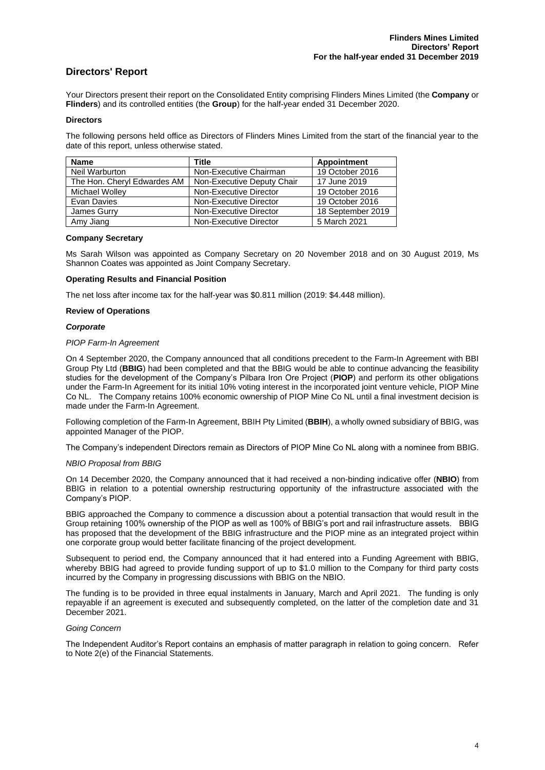# Directors' Report

Your Directors present their report on the Consolidated Entity comprising Flinders Mines Limited (the **Company** or **Flinders**) and its controlled entities (the **Group**) for the half-year ended 31 December 2020.

### Directors

The following persons held office as Directors of Flinders Mines Limited from the start of the financial year to the date of this report, unless otherwise stated.

| Name | Title | Appointment |
|---|---|---|
| Neil Warburton | Non-Executive Chairman | 19 October 2016 |
| The Hon. Cheryl Edwardes AM | Non-Executive Deputy Chair | 17 June 2019 |
| Michael Wolley | Non-Executive Director | 19 October 2016 |
| Evan Davies | Non-Executive Director | 19 October 2016 |
| James Gurry | Non-Executive Director | 18 September 2019 |
| Amy Jiang | Non-Executive Director | 5 March 2021 |

### Company Secretary

Ms Sarah Wilson was appointed as Company Secretary on 20 November 2018 and on 30 August 2019, Ms Shannon Coates was appointed as Joint Company Secretary.

### Operating Results and Financial Position

The net loss after income tax for the half-year was $0.811 million (2019: $4.448 million).

### Review of Operations

#### *Corporate*

*PIOP Farm-In Agreement*

On 4 September 2020, the Company announced that all conditions precedent to the Farm-In Agreement with BBI Group Pty Ltd (**BBIG**) had been completed and that the BBIG would be able to continue advancing the feasibility studies for the development of the Company's Pilbara Iron Ore Project (**PIOP**) and perform its other obligations under the Farm-In Agreement for its initial 10% voting interest in the incorporated joint venture vehicle, PIOP Mine Co NL. The Company retains 100% economic ownership of PIOP Mine Co NL until a final investment decision is made under the Farm-In Agreement.

Following completion of the Farm-In Agreement, BBIH Pty Limited (**BBIH**), a wholly owned subsidiary of BBIG, was appointed Manager of the PIOP.

The Company's independent Directors remain as Directors of PIOP Mine Co NL along with a nominee from BBIG.

*NBIO Proposal from BBIG*

On 14 December 2020, the Company announced that it had received a non-binding indicative offer (**NBIO**) from BBIG in relation to a potential ownership restructuring opportunity of the infrastructure associated with the Company's PIOP.

BBIG approached the Company to commence a discussion about a potential transaction that would result in the Group retaining 100% ownership of the PIOP as well as 100% of BBIG's port and rail infrastructure assets. BBIG has proposed that the development of the BBIG infrastructure and the PIOP mine as an integrated project within one corporate group would better facilitate financing of the project development.

Subsequent to period end, the Company announced that it had entered into a Funding Agreement with BBIG, whereby BBIG had agreed to provide funding support of up to $1.0 million to the Company for third party costs incurred by the Company in progressing discussions with BBIG on the NBIO.

The funding is to be provided in three equal instalments in January, March and April 2021. The funding is only repayable if an agreement is executed and subsequently completed, on the latter of the completion date and 31 December 2021.

*Going Concern*

The Independent Auditor's Report contains an emphasis of matter paragraph in relation to going concern. Refer to Note 2(e) of the Financial Statements.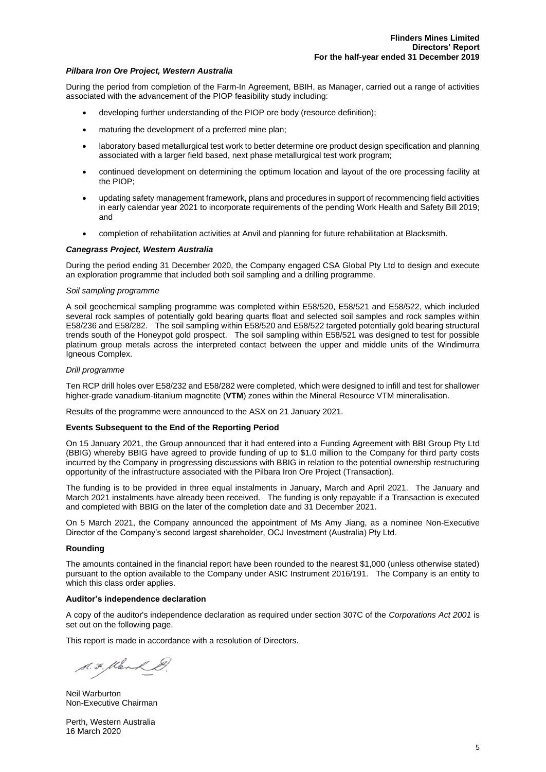### *Pilbara Iron Ore Project, Western Australia*

During the period from completion of the Farm-In Agreement, BBIH, as Manager, carried out a range of activities associated with the advancement of the PIOP feasibility study including:

- developing further understanding of the PIOP ore body (resource definition);
- maturing the development of a preferred mine plan;
- laboratory based metallurgical test work to better determine ore product design specification and planning associated with a larger field based, next phase metallurgical test work program;
- continued development on determining the optimum location and layout of the ore processing facility at the PIOP;
- updating safety management framework, plans and procedures in support of recommencing field activities in early calendar year 2021 to incorporate requirements of the pending Work Health and Safety Bill 2019; and
- completion of rehabilitation activities at Anvil and planning for future rehabilitation at Blacksmith.

### *Canegrass Project, Western Australia*

During the period ending 31 December 2020, the Company engaged CSA Global Pty Ltd to design and execute an exploration programme that included both soil sampling and a drilling programme.

*Soil sampling programme*

A soil geochemical sampling programme was completed within E58/520, E58/521 and E58/522, which included several rock samples of potentially gold bearing quarts float and selected soil samples and rock samples within E58/236 and E58/282. The soil sampling within E58/520 and E58/522 targeted potentially gold bearing structural trends south of the Honeypot gold prospect. The soil sampling within E58/521 was designed to test for possible platinum group metals across the interpreted contact between the upper and middle units of the Windimurra Igneous Complex.

*Drill programme*

Ten RCP drill holes over E58/232 and E58/282 were completed, which were designed to infill and test for shallower higher-grade vanadium-titanium magnetite (**VTM**) zones within the Mineral Resource VTM mineralisation.

Results of the programme were announced to the ASX on 21 January 2021.

### Events Subsequent to the End of the Reporting Period

On 15 January 2021, the Group announced that it had entered into a Funding Agreement with BBI Group Pty Ltd (BBIG) whereby BBIG have agreed to provide funding of up to $1.0 million to the Company for third party costs incurred by the Company in progressing discussions with BBIG in relation to the potential ownership restructuring opportunity of the infrastructure associated with the Pilbara Iron Ore Project (Transaction).

The funding is to be provided in three equal instalments in January, March and April 2021. The January and March 2021 instalments have already been received. The funding is only repayable if a Transaction is executed and completed with BBIG on the later of the completion date and 31 December 2021.

On 5 March 2021, the Company announced the appointment of Ms Amy Jiang, as a nominee Non-Executive Director of the Company's second largest shareholder, OCJ Investment (Australia) Pty Ltd.

### Rounding

The amounts contained in the financial report have been rounded to the nearest $1,000 (unless otherwise stated) pursuant to the option available to the Company under ASIC Instrument 2016/191. The Company is an entity to which this class order applies.

### Auditor's independence declaration

A copy of the auditor's independence declaration as required under section 307C of the *Corporations Act 2001* is set out on the following page.

This report is made in accordance with a resolution of Directors.

Neil Warburton
Non-Executive Chairman

Perth, Western Australia
16 March 2020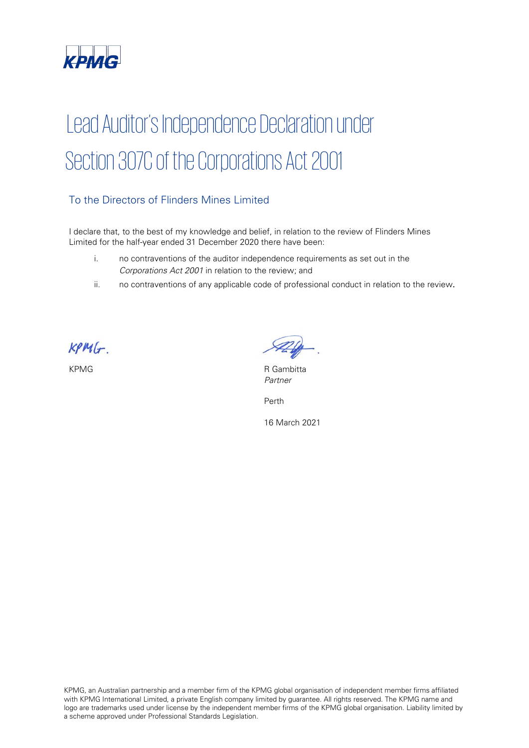# Lead Auditor's Independence Declaration under Section 307C of the Corporations Act 2001

## To the Directors of Flinders Mines Limited

I declare that, to the best of my knowledge and belief, in relation to the review of Flinders Mines Limited for the half-year ended 31 December 2020 there have been:

i. no contraventions of the auditor independence requirements as set out in the *Corporations Act 2001* in relation to the review; and

ii. no contraventions of any applicable code of professional conduct in relation to the review.

KPMG

R Gambitta
*Partner*

Perth

16 March 2021

KPMG, an Australian partnership and a member firm of the KPMG global organisation of independent member firms affiliated with KPMG International Limited, a private English company limited by guarantee. All rights reserved. The KPMG name and logo are trademarks used under license by the independent member firms of the KPMG global organisation. Liability limited by a scheme approved under Professional Standards Legislation.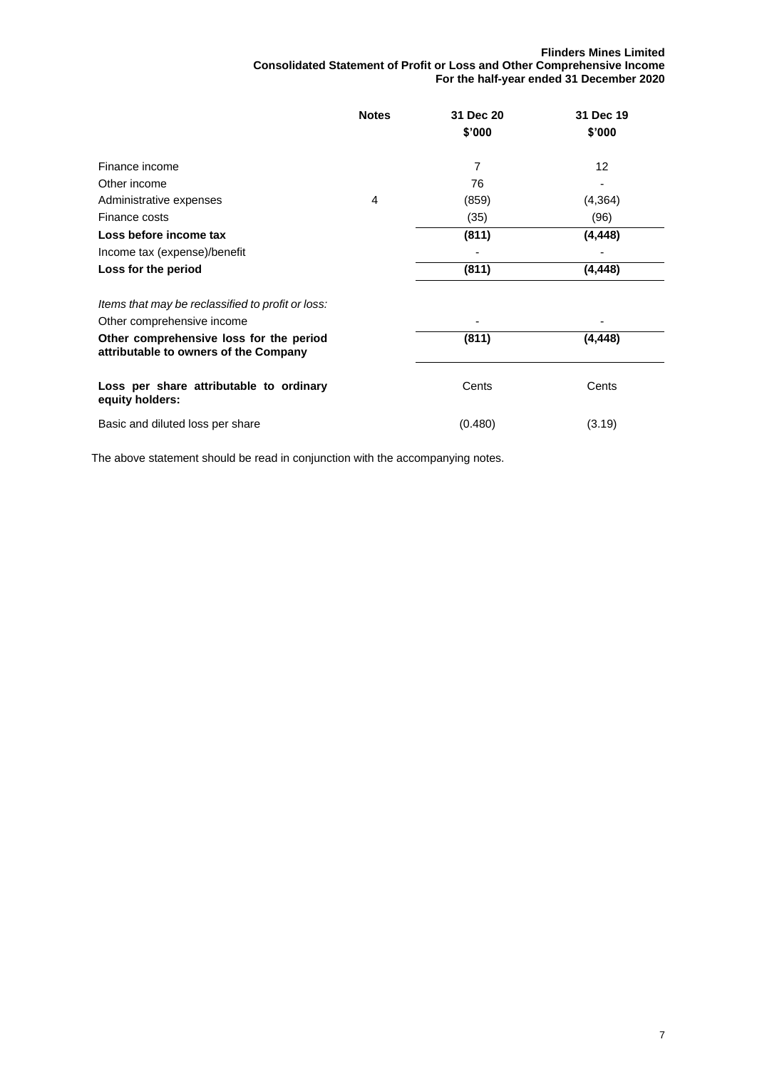**Flinders Mines Limited**
**Consolidated Statement of Profit or Loss and Other Comprehensive Income**
**For the half-year ended 31 December 2020**

| | Notes | 31 Dec 20<br>$'000 | 31 Dec 19<br>$'000 |
|---|---|---|---|
| Finance income | | 7 | 12 |
| Other income | | 76 | - |
| Administrative expenses | 4 | (859) | (4,364) |
| Finance costs | | (35) | (96) |
| **Loss before income tax** | | **(811)** | **(4,448)** |
| Income tax (expense)/benefit | | - | - |
| **Loss for the period** | | **(811)** | **(4,448)** |
| *Items that may be reclassified to profit or loss:* | | | |
| Other comprehensive income | | - | - |
| **Other comprehensive loss for the period attributable to owners of the Company** | | **(811)** | **(4,448)** |
| **Loss per share attributable to ordinary equity holders:** | | Cents | Cents |
| Basic and diluted loss per share | | (0.480) | (3.19) |

The above statement should be read in conjunction with the accompanying notes.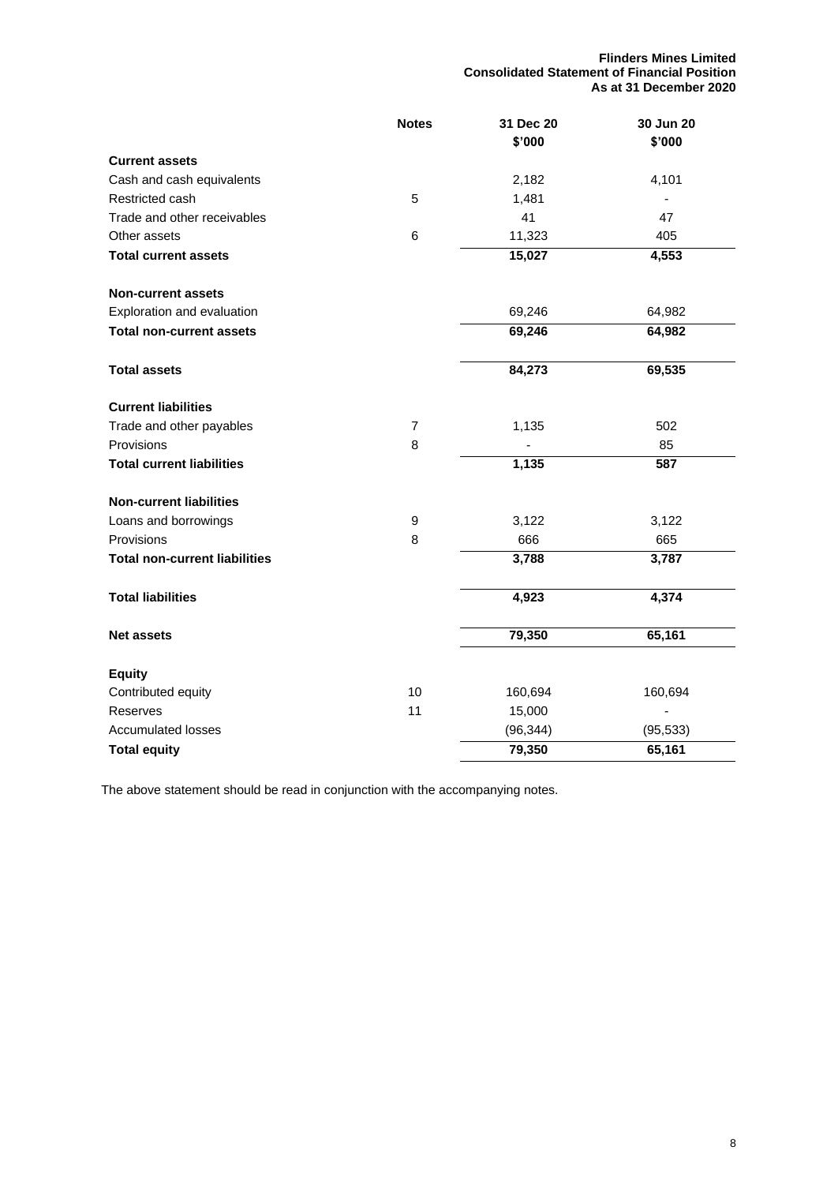**Flinders Mines Limited**
**Consolidated Statement of Financial Position**
**As at 31 December 2020**

| | Notes | 31 Dec 20 $'000 | 30 Jun 20 $'000 |
|---|---|---|---|
| **Current assets** | | | |
| Cash and cash equivalents | | 2,182 | 4,101 |
| Restricted cash | 5 | 1,481 | - |
| Trade and other receivables | | 41 | 47 |
| Other assets | 6 | 11,323 | 405 |
| **Total current assets** | | **15,027** | **4,553** |
| **Non-current assets** | | | |
| Exploration and evaluation | | 69,246 | 64,982 |
| **Total non-current assets** | | **69,246** | **64,982** |
| **Total assets** | | **84,273** | **69,535** |
| **Current liabilities** | | | |
| Trade and other payables | 7 | 1,135 | 502 |
| Provisions | 8 | - | 85 |
| **Total current liabilities** | | **1,135** | **587** |
| **Non-current liabilities** | | | |
| Loans and borrowings | 9 | 3,122 | 3,122 |
| Provisions | 8 | 666 | 665 |
| **Total non-current liabilities** | | **3,788** | **3,787** |
| **Total liabilities** | | **4,923** | **4,374** |
| **Net assets** | | **79,350** | **65,161** |
| **Equity** | | | |
| Contributed equity | 10 | 160,694 | 160,694 |
| Reserves | 11 | 15,000 | - |
| Accumulated losses | | (96,344) | (95,533) |
| **Total equity** | | **79,350** | **65,161** |

The above statement should be read in conjunction with the accompanying notes.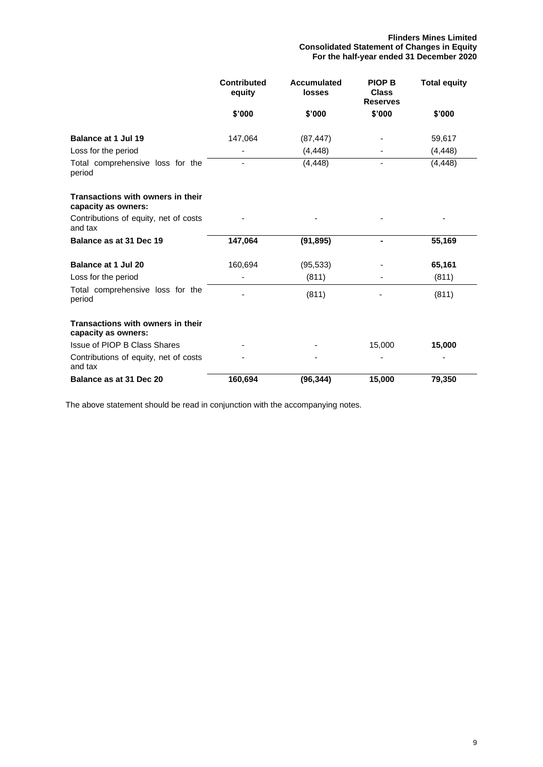**Flinders Mines Limited**
**Consolidated Statement of Changes in Equity**
**For the half-year ended 31 December 2020**

| | Contributed equity | Accumulated losses | PIOP B Class Reserves | Total equity |
|---|---|---|---|---|
| | $'000 | $'000 | $'000 | $'000 |
| **Balance at 1 Jul 19** | 147,064 | (87,447) | - | 59,617 |
| Loss for the period | - | (4,448) | - | (4,448) |
| Total comprehensive loss for the period | - | (4,448) | - | (4,448) |
| **Transactions with owners in their capacity as owners:** | | | | |
| Contributions of equity, net of costs and tax | - | - | - | - |
| **Balance as at 31 Dec 19** | **147,064** | **(91,895)** | **-** | **55,169** |
| **Balance at 1 Jul 20** | 160,694 | (95,533) | - | **65,161** |
| Loss for the period | - | (811) | - | (811) |
| Total comprehensive loss for the period | - | (811) | - | (811) |
| **Transactions with owners in their capacity as owners:** | | | | |
| Issue of PIOP B Class Shares | - | - | 15,000 | **15,000** |
| Contributions of equity, net of costs and tax | - | - | - | - |
| **Balance as at 31 Dec 20** | **160,694** | **(96,344)** | **15,000** | **79,350** |

The above statement should be read in conjunction with the accompanying notes.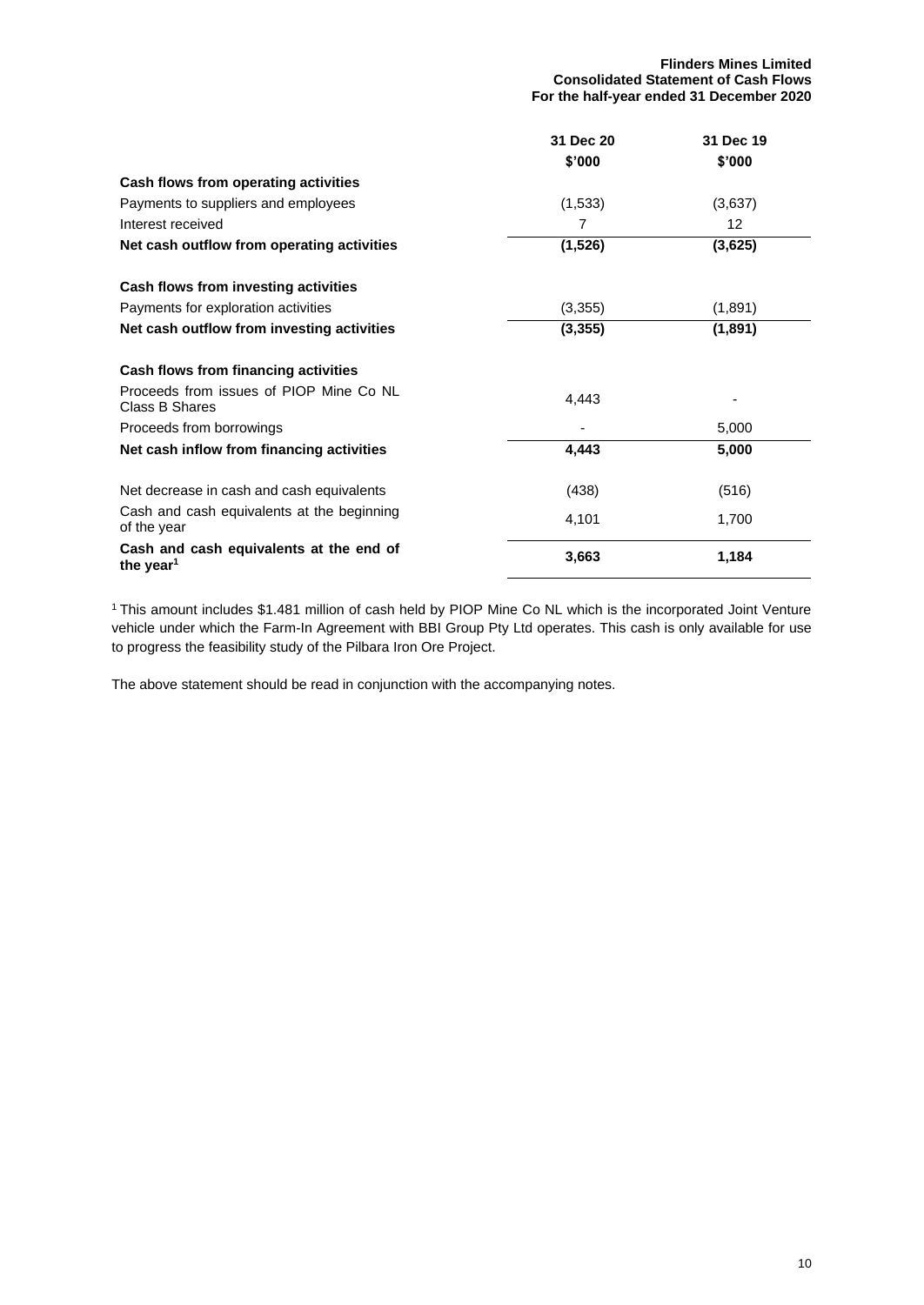**Flinders Mines Limited**
**Consolidated Statement of Cash Flows**
**For the half-year ended 31 December 2020**

| | 31 Dec 20 $'000 | 31 Dec 19 $'000 |
|---|---|---|
| **Cash flows from operating activities** | | |
| Payments to suppliers and employees | (1,533) | (3,637) |
| Interest received | 7 | 12 |
| **Net cash outflow from operating activities** | **(1,526)** | **(3,625)** |
| | | |
| **Cash flows from investing activities** | | |
| Payments for exploration activities | (3,355) | (1,891) |
| **Net cash outflow from investing activities** | **(3,355)** | **(1,891)** |
| | | |
| **Cash flows from financing activities** | | |
| Proceeds from issues of PIOP Mine Co NL Class B Shares | 4,443 | - |
| Proceeds from borrowings | - | 5,000 |
| **Net cash inflow from financing activities** | **4,443** | **5,000** |
| | | |
| Net decrease in cash and cash equivalents | (438) | (516) |
| Cash and cash equivalents at the beginning of the year | 4,101 | 1,700 |
| **Cash and cash equivalents at the end of the year[1]** | **3,663** | **1,184** |

[1] This amount includes $1.481 million of cash held by PIOP Mine Co NL which is the incorporated Joint Venture vehicle under which the Farm-In Agreement with BBI Group Pty Ltd operates. This cash is only available for use to progress the feasibility study of the Pilbara Iron Ore Project.

The above statement should be read in conjunction with the accompanying notes.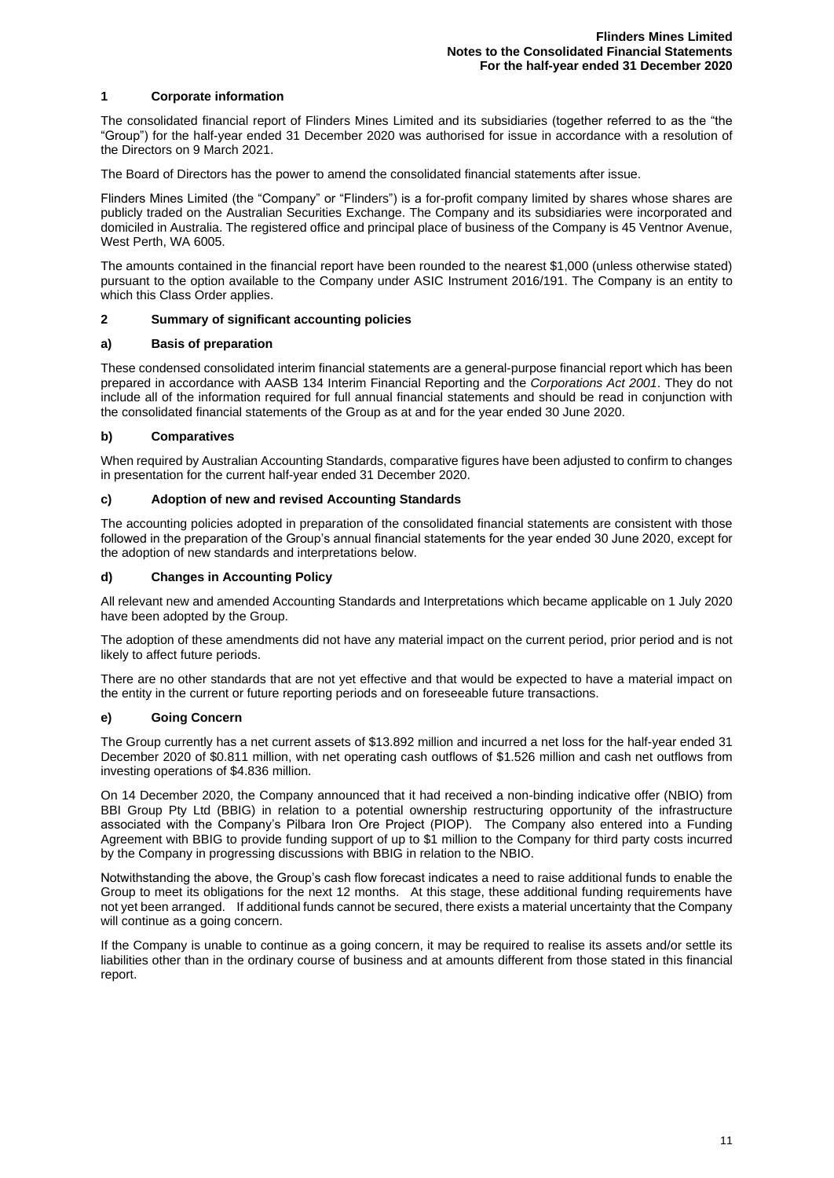## 1 Corporate information

The consolidated financial report of Flinders Mines Limited and its subsidiaries (together referred to as the "the "Group") for the half-year ended 31 December 2020 was authorised for issue in accordance with a resolution of the Directors on 9 March 2021.

The Board of Directors has the power to amend the consolidated financial statements after issue.

Flinders Mines Limited (the "Company" or "Flinders") is a for-profit company limited by shares whose shares are publicly traded on the Australian Securities Exchange. The Company and its subsidiaries were incorporated and domiciled in Australia. The registered office and principal place of business of the Company is 45 Ventnor Avenue, West Perth, WA 6005.

The amounts contained in the financial report have been rounded to the nearest $1,000 (unless otherwise stated) pursuant to the option available to the Company under ASIC Instrument 2016/191. The Company is an entity to which this Class Order applies.

## 2 Summary of significant accounting policies

### a) Basis of preparation

These condensed consolidated interim financial statements are a general-purpose financial report which has been prepared in accordance with AASB 134 Interim Financial Reporting and the *Corporations Act 2001*. They do not include all of the information required for full annual financial statements and should be read in conjunction with the consolidated financial statements of the Group as at and for the year ended 30 June 2020.

### b) Comparatives

When required by Australian Accounting Standards, comparative figures have been adjusted to confirm to changes in presentation for the current half-year ended 31 December 2020.

### c) Adoption of new and revised Accounting Standards

The accounting policies adopted in preparation of the consolidated financial statements are consistent with those followed in the preparation of the Group's annual financial statements for the year ended 30 June 2020, except for the adoption of new standards and interpretations below.

### d) Changes in Accounting Policy

All relevant new and amended Accounting Standards and Interpretations which became applicable on 1 July 2020 have been adopted by the Group.

The adoption of these amendments did not have any material impact on the current period, prior period and is not likely to affect future periods.

There are no other standards that are not yet effective and that would be expected to have a material impact on the entity in the current or future reporting periods and on foreseeable future transactions.

### e) Going Concern

The Group currently has a net current assets of $13.892 million and incurred a net loss for the half-year ended 31 December 2020 of $0.811 million, with net operating cash outflows of $1.526 million and cash net outflows from investing operations of $4.836 million.

On 14 December 2020, the Company announced that it had received a non-binding indicative offer (NBIO) from BBI Group Pty Ltd (BBIG) in relation to a potential ownership restructuring opportunity of the infrastructure associated with the Company's Pilbara Iron Ore Project (PIOP). The Company also entered into a Funding Agreement with BBIG to provide funding support of up to $1 million to the Company for third party costs incurred by the Company in progressing discussions with BBIG in relation to the NBIO.

Notwithstanding the above, the Group's cash flow forecast indicates a need to raise additional funds to enable the Group to meet its obligations for the next 12 months. At this stage, these additional funding requirements have not yet been arranged. If additional funds cannot be secured, there exists a material uncertainty that the Company will continue as a going concern.

If the Company is unable to continue as a going concern, it may be required to realise its assets and/or settle its liabilities other than in the ordinary course of business and at amounts different from those stated in this financial report.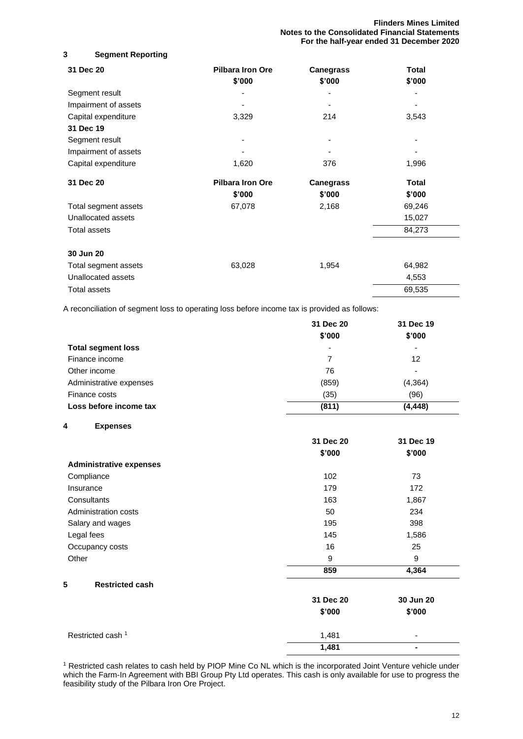## 3 Segment Reporting

| 31 Dec 20 | Pilbara Iron Ore $'000 | Canegrass $'000 | Total $'000 |
|---|---|---|---|
| Segment result | - | - | - |
| Impairment of assets | - | - | - |
| Capital expenditure | 3,329 | 214 | 3,543 |
| **31 Dec 19** | | | |
| Segment result | - | - | - |
| Impairment of assets | - | - | - |
| Capital expenditure | 1,620 | 376 | 1,996 |

| 31 Dec 20 | Pilbara Iron Ore $'000 | Canegrass $'000 | Total $'000 |
|---|---|---|---|
| Total segment assets | 67,078 | 2,168 | 69,246 |
| Unallocated assets | | | 15,027 |
| Total assets | | | 84,273 |
| | | | |
| **30 Jun 20** | | | |
| Total segment assets | 63,028 | 1,954 | 64,982 |
| Unallocated assets | | | 4,553 |
| Total assets | | | 69,535 |

A reconciliation of segment loss to operating loss before income tax is provided as follows:

| | 31 Dec 20 $'000 | 31 Dec 19 $'000 |
|---|---|---|
| **Total segment loss** | - | - |
| Finance income | 7 | 12 |
| Other income | 76 | - |
| Administrative expenses | (859) | (4,364) |
| Finance costs | (35) | (96) |
| **Loss before income tax** | **(811)** | **(4,448)** |

## 4 Expenses

| | 31 Dec 20 $'000 | 31 Dec 19 $'000 |
|---|---|---|
| **Administrative expenses** | | |
| Compliance | 102 | 73 |
| Insurance | 179 | 172 |
| Consultants | 163 | 1,867 |
| Administration costs | 50 | 234 |
| Salary and wages | 195 | 398 |
| Legal fees | 145 | 1,586 |
| Occupancy costs | 16 | 25 |
| Other | 9 | 9 |
| | **859** | **4,364** |

## 5 Restricted cash

| | 31 Dec 20 $'000 | 30 Jun 20 $'000 |
|---|---|---|
| Restricted cash [1] | 1,481 | - |
| | **1,481** | **-** |

[1] Restricted cash relates to cash held by PIOP Mine Co NL which is the incorporated Joint Venture vehicle under which the Farm-In Agreement with BBI Group Pty Ltd operates. This cash is only available for use to progress the feasibility study of the Pilbara Iron Ore Project.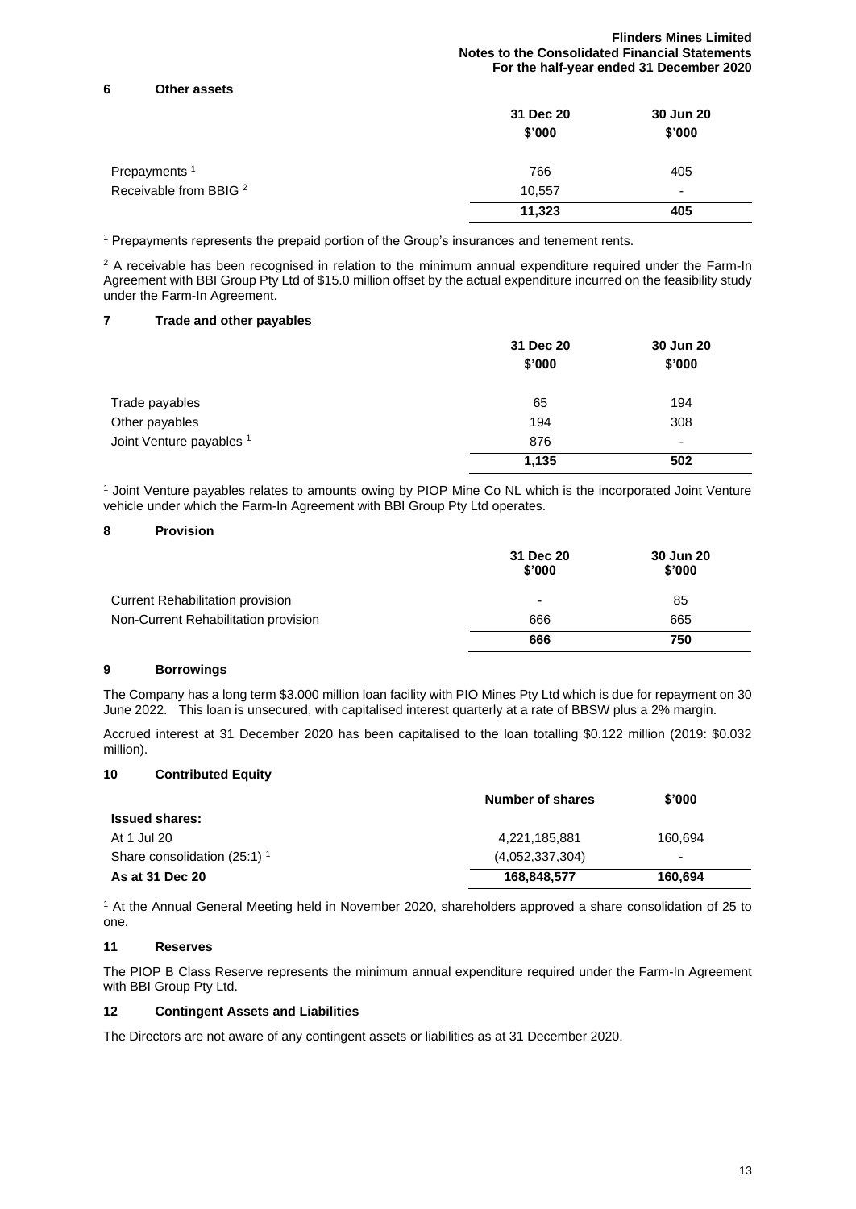## 6 Other assets

| | 31 Dec 20 $'000 | 30 Jun 20 $'000 |
|---|---|---|
| Prepayments [1] | 766 | 405 |
| Receivable from BBIG [2] | 10,557 | - |
| | **11,323** | **405** |

[1] Prepayments represents the prepaid portion of the Group's insurances and tenement rents.

[2] A receivable has been recognised in relation to the minimum annual expenditure required under the Farm-In Agreement with BBI Group Pty Ltd of $15.0 million offset by the actual expenditure incurred on the feasibility study under the Farm-In Agreement.

## 7 Trade and other payables

| | 31 Dec 20 $'000 | 30 Jun 20 $'000 |
|---|---|---|
| Trade payables | 65 | 194 |
| Other payables | 194 | 308 |
| Joint Venture payables [1] | 876 | - |
| | **1,135** | **502** |

[1] Joint Venture payables relates to amounts owing by PIOP Mine Co NL which is the incorporated Joint Venture vehicle under which the Farm-In Agreement with BBI Group Pty Ltd operates.

## 8 Provision

| | 31 Dec 20 $'000 | 30 Jun 20 $'000 |
|---|---|---|
| Current Rehabilitation provision | - | 85 |
| Non-Current Rehabilitation provision | 666 | 665 |
| | **666** | **750** |

## 9 Borrowings

The Company has a long term $3.000 million loan facility with PIO Mines Pty Ltd which is due for repayment on 30 June 2022. This loan is unsecured, with capitalised interest quarterly at a rate of BBSW plus a 2% margin.

Accrued interest at 31 December 2020 has been capitalised to the loan totalling $0.122 million (2019: $0.032 million).

## 10 Contributed Equity

| | Number of shares | $'000 |
|---|---|---|
| **Issued shares:** | | |
| At 1 Jul 20 | 4,221,185,881 | 160,694 |
| Share consolidation (25:1) [1] | (4,052,337,304) | - |
| **As at 31 Dec 20** | **168,848,577** | **160,694** |

[1] At the Annual General Meeting held in November 2020, shareholders approved a share consolidation of 25 to one.

## 11 Reserves

The PIOP B Class Reserve represents the minimum annual expenditure required under the Farm-In Agreement with BBI Group Pty Ltd.

## 12 Contingent Assets and Liabilities

The Directors are not aware of any contingent assets or liabilities as at 31 December 2020.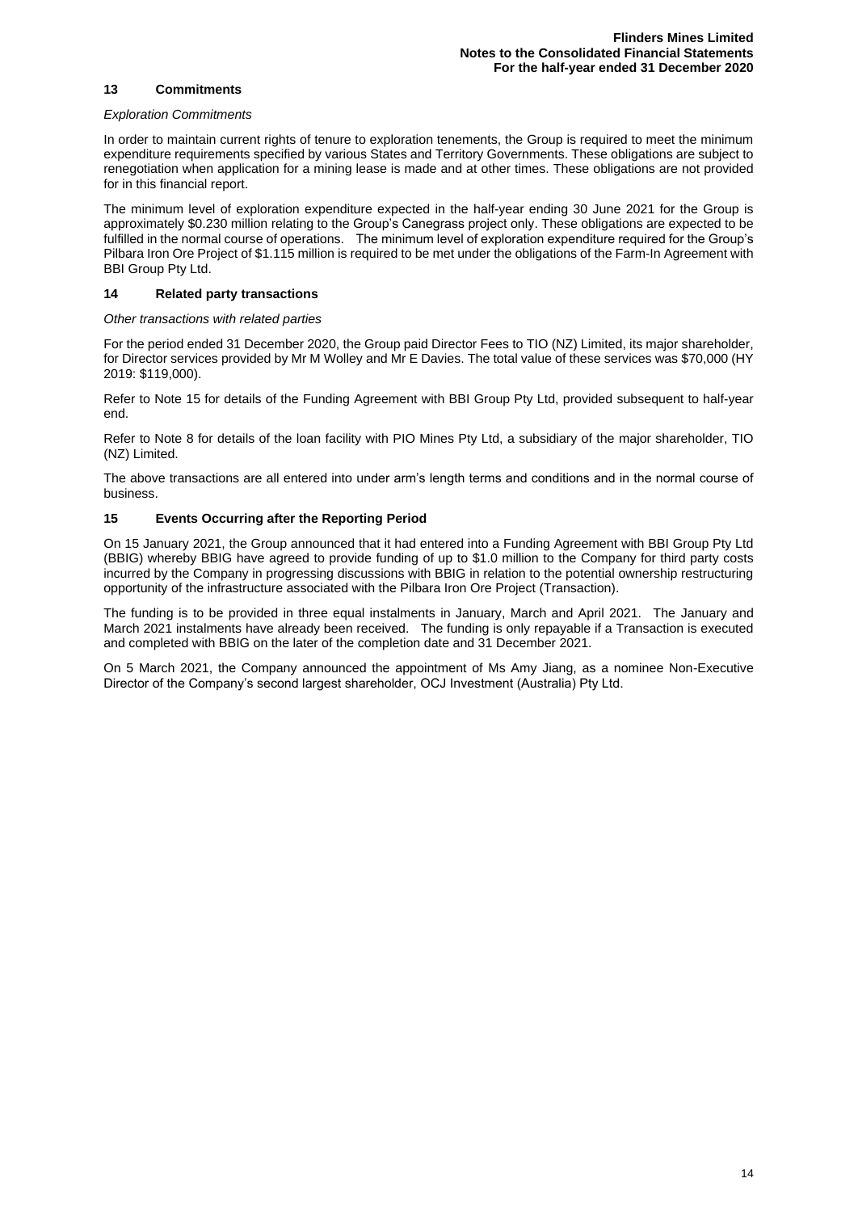## 13 Commitments

*Exploration Commitments*

In order to maintain current rights of tenure to exploration tenements, the Group is required to meet the minimum expenditure requirements specified by various States and Territory Governments. These obligations are subject to renegotiation when application for a mining lease is made and at other times. These obligations are not provided for in this financial report.

The minimum level of exploration expenditure expected in the half-year ending 30 June 2021 for the Group is approximately $0.230 million relating to the Group's Canegrass project only. These obligations are expected to be fulfilled in the normal course of operations. The minimum level of exploration expenditure required for the Group's Pilbara Iron Ore Project of $1.115 million is required to be met under the obligations of the Farm-In Agreement with BBI Group Pty Ltd.

## 14 Related party transactions

*Other transactions with related parties*

For the period ended 31 December 2020, the Group paid Director Fees to TIO (NZ) Limited, its major shareholder, for Director services provided by Mr M Wolley and Mr E Davies. The total value of these services was $70,000 (HY 2019: $119,000).

Refer to Note 15 for details of the Funding Agreement with BBI Group Pty Ltd, provided subsequent to half-year end.

Refer to Note 8 for details of the loan facility with PIO Mines Pty Ltd, a subsidiary of the major shareholder, TIO (NZ) Limited.

The above transactions are all entered into under arm's length terms and conditions and in the normal course of business.

## 15 Events Occurring after the Reporting Period

On 15 January 2021, the Group announced that it had entered into a Funding Agreement with BBI Group Pty Ltd (BBIG) whereby BBIG have agreed to provide funding of up to $1.0 million to the Company for third party costs incurred by the Company in progressing discussions with BBIG in relation to the potential ownership restructuring opportunity of the infrastructure associated with the Pilbara Iron Ore Project (Transaction).

The funding is to be provided in three equal instalments in January, March and April 2021. The January and March 2021 instalments have already been received. The funding is only repayable if a Transaction is executed and completed with BBIG on the later of the completion date and 31 December 2021.

On 5 March 2021, the Company announced the appointment of Ms Amy Jiang, as a nominee Non-Executive Director of the Company's second largest shareholder, OCJ Investment (Australia) Pty Ltd.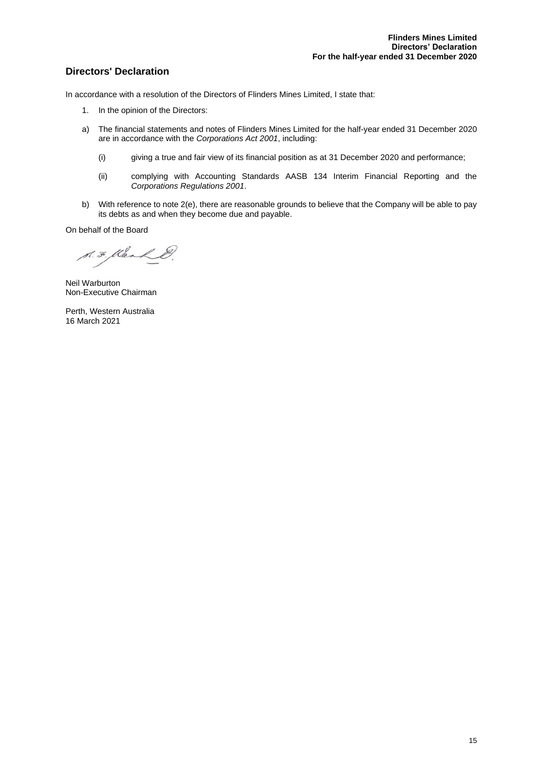## Directors' Declaration

In accordance with a resolution of the Directors of Flinders Mines Limited, I state that:

1. In the opinion of the Directors:

a) The financial statements and notes of Flinders Mines Limited for the half-year ended 31 December 2020 are in accordance with the *Corporations Act 2001*, including:

   (i) giving a true and fair view of its financial position as at 31 December 2020 and performance;

   (ii) complying with Accounting Standards AASB 134 Interim Financial Reporting and the *Corporations Regulations 2001*.

b) With reference to note 2(e), there are reasonable grounds to believe that the Company will be able to pay its debts as and when they become due and payable.

On behalf of the Board

Neil Warburton
Non-Executive Chairman

Perth, Western Australia
16 March 2021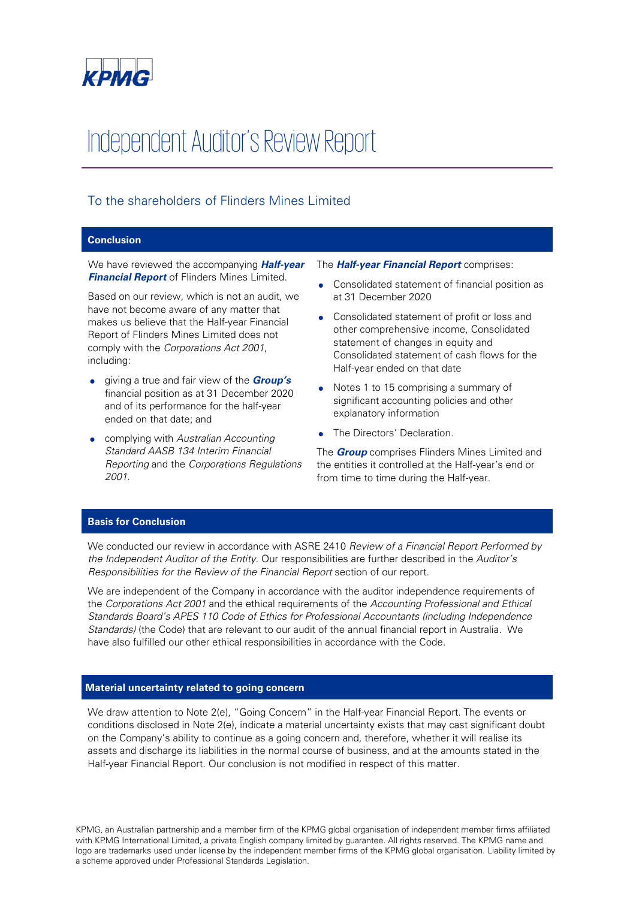# Independent Auditor's Review Report

## To the shareholders of Flinders Mines Limited

### Conclusion

We have reviewed the accompanying ***Half-year Financial Report*** of Flinders Mines Limited.

Based on our review, which is not an audit, we have not become aware of any matter that makes us believe that the Half-year Financial Report of Flinders Mines Limited does not comply with the *Corporations Act 2001*, including:

- giving a true and fair view of the ***Group's*** financial position as at 31 December 2020 and of its performance for the half-year ended on that date; and
- complying with *Australian Accounting Standard AASB 134 Interim Financial Reporting* and the *Corporations Regulations 2001*.

The ***Half-year Financial Report*** comprises:

- Consolidated statement of financial position as at 31 December 2020
- Consolidated statement of profit or loss and other comprehensive income, Consolidated statement of changes in equity and Consolidated statement of cash flows for the Half-year ended on that date
- Notes 1 to 15 comprising a summary of significant accounting policies and other explanatory information
- The Directors' Declaration.

The ***Group*** comprises Flinders Mines Limited and the entities it controlled at the Half-year's end or from time to time during the Half-year.

### Basis for Conclusion

We conducted our review in accordance with ASRE 2410 *Review of a Financial Report Performed by the Independent Auditor of the Entity*. Our responsibilities are further described in the *Auditor's Responsibilities for the Review of the Financial Report* section of our report.

We are independent of the Company in accordance with the auditor independence requirements of the *Corporations Act 2001* and the ethical requirements of the *Accounting Professional and Ethical Standards Board's APES 110 Code of Ethics for Professional Accountants (including Independence Standards)* (the Code) that are relevant to our audit of the annual financial report in Australia. We have also fulfilled our other ethical responsibilities in accordance with the Code.

### Material uncertainty related to going concern

We draw attention to Note 2(e), "Going Concern" in the Half-year Financial Report. The events or conditions disclosed in Note 2(e), indicate a material uncertainty exists that may cast significant doubt on the Company's ability to continue as a going concern and, therefore, whether it will realise its assets and discharge its liabilities in the normal course of business, and at the amounts stated in the Half-year Financial Report. Our conclusion is not modified in respect of this matter.

KPMG, an Australian partnership and a member firm of the KPMG global organisation of independent member firms affiliated with KPMG International Limited, a private English company limited by guarantee. All rights reserved. The KPMG name and logo are trademarks used under license by the independent member firms of the KPMG global organisation. Liability limited by a scheme approved under Professional Standards Legislation.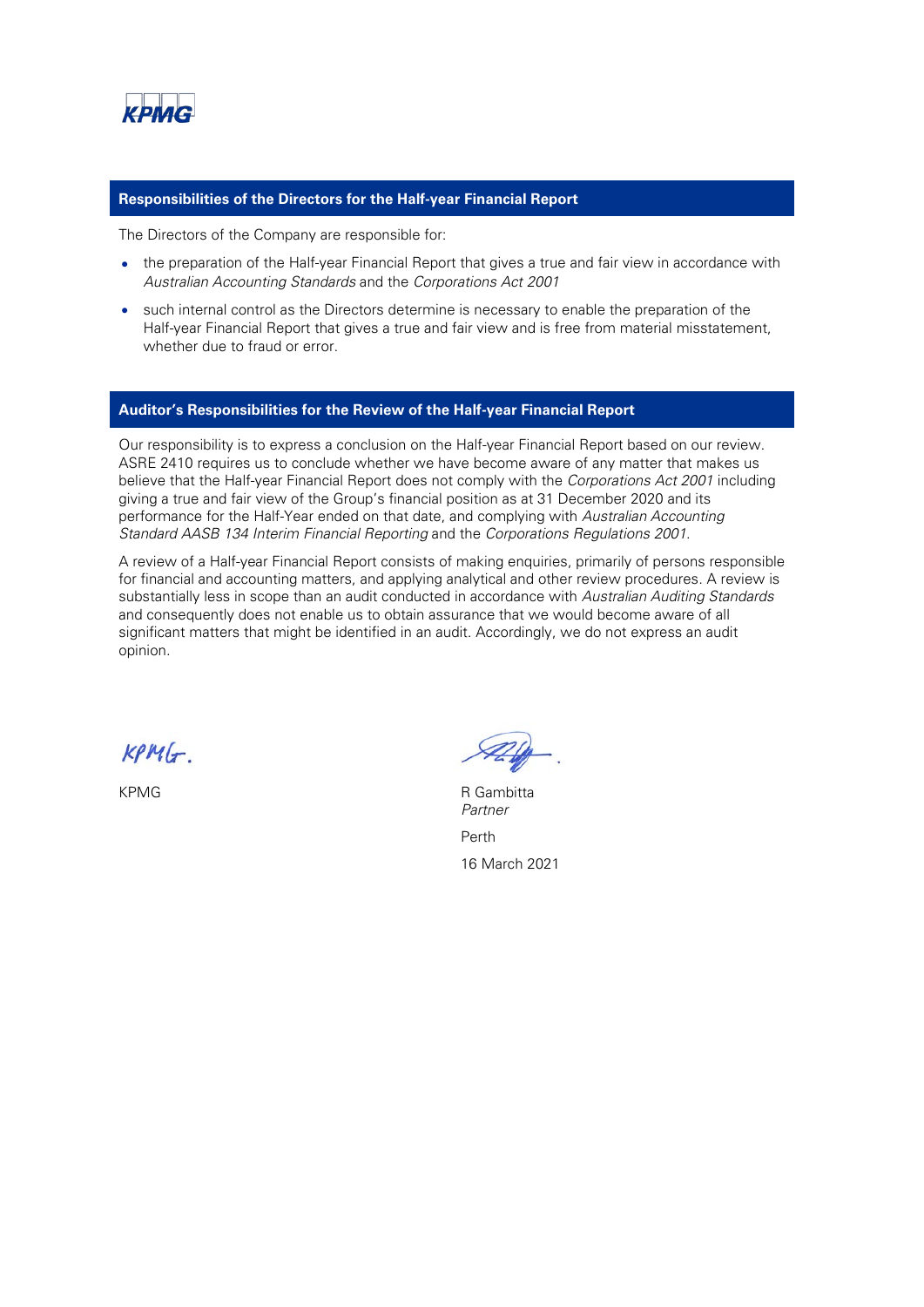## Responsibilities of the Directors for the Half-year Financial Report

The Directors of the Company are responsible for:

- the preparation of the Half-year Financial Report that gives a true and fair view in accordance with *Australian Accounting Standards* and the *Corporations Act 2001*
- such internal control as the Directors determine is necessary to enable the preparation of the Half-year Financial Report that gives a true and fair view and is free from material misstatement, whether due to fraud or error.

## Auditor's Responsibilities for the Review of the Half-year Financial Report

Our responsibility is to express a conclusion on the Half-year Financial Report based on our review. ASRE 2410 requires us to conclude whether we have become aware of any matter that makes us believe that the Half-year Financial Report does not comply with the *Corporations Act 2001* including giving a true and fair view of the Group's financial position as at 31 December 2020 and its performance for the Half-Year ended on that date, and complying with *Australian Accounting Standard AASB 134 Interim Financial Reporting* and the *Corporations Regulations 2001.*

A review of a Half-year Financial Report consists of making enquiries, primarily of persons responsible for financial and accounting matters, and applying analytical and other review procedures. A review is substantially less in scope than an audit conducted in accordance with *Australian Auditing Standards* and consequently does not enable us to obtain assurance that we would become aware of all significant matters that might be identified in an audit. Accordingly, we do not express an audit opinion.

KPMG

R Gambitta
*Partner*

Perth

16 March 2021